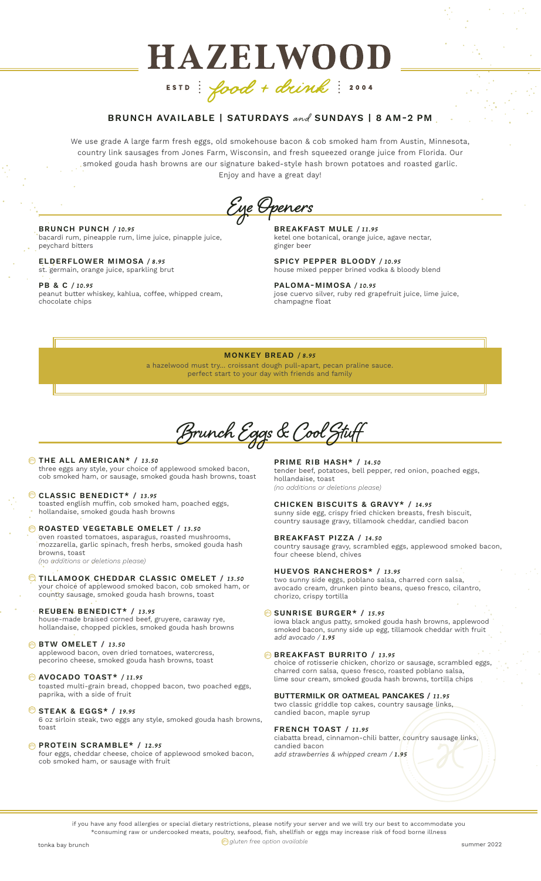# HAZELWOOD

ESTD food + drink 2004

## BRUNCH AVAILABLE | SATURDAYS and SUNDAYS | 8 AM-2 PM

We use grade A large farm fresh eggs, old smokehouse bacon & cob smoked ham from Austin, Minnesota, country link sausages from Jones Farm, Wisconsin, and fresh squeezed orange juice from Florida. Our smoked gouda hash browns are our signature baked-style hash brown potatoes and roasted garlic. Enjoy and have a great day!

## Eye Openers

**BRUNCH PUNCH** / *10.95*
bacardi rum, pineapple rum, lime juice, pinapple juice, peychard bitters

**ELDERFLOWER MIMOSA** / *8.95*
st. germain, orange juice, sparkling brut

**PB & C** / *10.95*
peanut butter whiskey, kahlua, coffee, whipped cream, chocolate chips

**BREAKFAST MULE** / *11.95*
ketel one botanical, orange juice, agave nectar, ginger beer

**SPICY PEPPER BLOODY** / *10.95*
house mixed pepper brined vodka & bloody blend

**PALOMA-MIMOSA** / *10.95*
jose cuervo silver, ruby red grapefruit juice, lime juice, champagne float

**MONKEY BREAD** / *8.95*
a hazelwood must try... croissant dough pull-apart, pecan praline sauce. perfect start to your day with friends and family

## Brunch Eggs & Cool Stuff

**THE ALL AMERICAN*** / *13.50* (GF)
three eggs any style, your choice of applewood smoked bacon, cob smoked ham, or sausage, smoked gouda hash browns, toast

**CLASSIC BENEDICT*** / *13.95* (GF)
toasted english muffin, cob smoked ham, poached eggs, hollandaise, smoked gouda hash browns

**ROASTED VEGETABLE OMELET** / *13.50* (GF)
oven roasted tomatoes, asparagus, roasted mushrooms, mozzarella, garlic spinach, fresh herbs, smoked gouda hash browns, toast
*(no additions or deletions please)*

**TILLAMOOK CHEDDAR CLASSIC OMELET** / *13.50* (GF)
your choice of applewood smoked bacon, cob smoked ham, or country sausage, smoked gouda hash browns, toast

**REUBEN BENEDICT*** / *13.95*
house-made braised corned beef, gruyere, caraway rye, hollandaise, chopped pickles, smoked gouda hash browns

**BTW OMELET** / *13.50* (GF)
applewood bacon, oven dried tomatoes, watercress, pecorino cheese, smoked gouda hash browns, toast

**AVOCADO TOAST*** / *11.95* (GF)
toasted multi-grain bread, chopped bacon, two poached eggs, paprika, with a side of fruit

**STEAK & EGGS*** / *19.95* (GF)
6 oz sirloin steak, two eggs any style, smoked gouda hash browns, toast

**PROTEIN SCRAMBLE*** / *12.95* (GF)
four eggs, cheddar cheese, choice of applewood smoked bacon, cob smoked ham, or sausage with fruit

**PRIME RIB HASH*** / *14.50*
tender beef, potatoes, bell pepper, red onion, poached eggs, hollandaise, toast
*(no additions or deletions please)*

**CHICKEN BISCUITS & GRAVY*** / *14.95*
sunny side egg, crispy fried chicken breasts, fresh biscuit, country sausage gravy, tillamook cheddar, candied bacon

**BREAKFAST PIZZA** / *14.50*
country sausage gravy, scrambled eggs, applewood smoked bacon, four cheese blend, chives

**HUEVOS RANCHEROS*** / *13.95*
two sunny side eggs, poblano salsa, charred corn salsa, avocado cream, drunken pinto beans, queso fresco, cilantro, chorizo, crispy tortilla

**SUNRISE BURGER*** / *15.95* (GF)
iowa black angus patty, smoked gouda hash browns, applewood smoked bacon, sunny side up egg, tillamook cheddar with fruit
*add avocado / 1.95*

**BREAKFAST BURRITO** / *13.95* (GF)
choice of rotisserie chicken, chorizo or sausage, scrambled eggs, charred corn salsa, queso fresco, roasted poblano salsa, lime sour cream, smoked gouda hash browns, tortilla chips

**BUTTERMILK OR OATMEAL PANCAKES** / *11.95*
two classic griddle top cakes, country sausage links, candied bacon, maple syrup

**FRENCH TOAST** / *11.95*
ciabatta bread, cinnamon-chili batter, country sausage links, candied bacon
*add strawberries & whipped cream / 1.95*

if you have any food allergies or special dietary restrictions, please notify your server and we will try our best to accommodate you
*consuming raw or undercooked meats, poultry, seafood, fish, shellfish or eggs may increase risk of food borne illness

(GF) *gluten free option available*

tonka bay brunch — summer 2022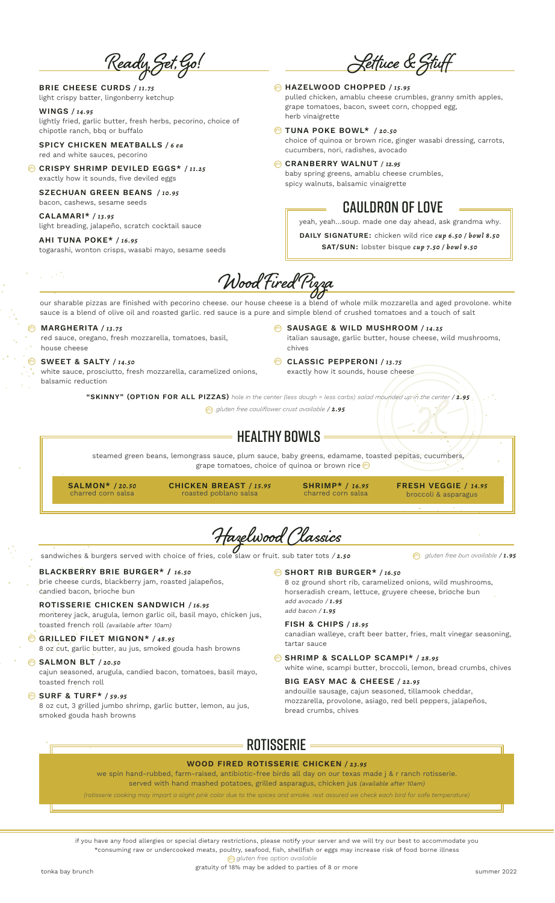## Ready, Set, Go!

**BRIE CHEESE CURDS** / *11.75*
light crispy batter, lingonberry ketchup

**WINGS** / *14.95*
lightly fried, garlic butter, fresh herbs, pecorino, choice of chipotle ranch, bbq or buffalo

**SPICY CHICKEN MEATBALLS** / *6 ea*
red and white sauces, pecorino

(gf) **CRISPY SHRIMP DEVILED EGGS*** / *11.25*
exactly how it sounds, five deviled eggs

**SZECHUAN GREEN BEANS** / *10.95*
bacon, cashews, sesame seeds

**CALAMARI*** / *13.95*
light breading, jalapeño, scratch cocktail sauce

**AHI TUNA POKE*** / *16.95*
togarashi, wonton crisps, wasabi mayo, sesame seeds

## Lettuce & Stuff

(gf) **HAZELWOOD CHOPPED** / *15.95*
pulled chicken, amablu cheese crumbles, granny smith apples, grape tomatoes, bacon, sweet corn, chopped egg, herb vinaigrette

(gf) **TUNA POKE BOWL*** / *20.50*
choice of quinoa or brown rice, ginger wasabi dressing, carrots, cucumbers, nori, radishes, avocado

(gf) **CRANBERRY WALNUT** / *12.95*
baby spring greens, amablu cheese crumbles, spicy walnuts, balsamic vinaigrette

## CAULDRON OF LOVE

yeah, yeah...soup. made one day ahead, ask grandma why.

**DAILY SIGNATURE:** chicken wild rice *cup 6.50 / bowl 8.50*

**SAT/SUN:** lobster bisque *cup 7.50 / bowl 9.50*

## Wood Fired Pizza

our sharable pizzas are finished with pecorino cheese. our house cheese is a blend of whole milk mozzarella and aged provolone. white sauce is a blend of olive oil and roasted garlic. red sauce is a pure and simple blend of crushed tomatoes and a touch of salt

(gf) **MARGHERITA** / *13.75*
red sauce, oregano, fresh mozzarella, tomatoes, basil, house cheese

(gf) **SWEET & SALTY** / *14.50*
white sauce, prosciutto, fresh mozzarella, caramelized onions, balsamic reduction

(gf) **SAUSAGE & WILD MUSHROOM** / *14.25*
italian sausage, garlic butter, house cheese, wild mushrooms, chives

(gf) **CLASSIC PEPPERONI** / *13.75*
exactly how it sounds, house cheese

**"SKINNY" (OPTION FOR ALL PIZZAS)** *hole in the center (less dough = less carbs) salad mounded up in the center* / ***2.95***

(gf) *gluten free cauliflower crust available* / ***2.95***

## HEALTHY BOWLS

steamed green beans, lemongrass sauce, plum sauce, baby greens, edamame, toasted pepitas, cucumbers, grape tomatoes, choice of quinoa or brown rice (gf)

**SALMON*** / *20.50*
charred corn salsa

**CHICKEN BREAST** / *15.95*
roasted poblano salsa

**SHRIMP*** / *16.95*
charred corn salsa

**FRESH VEGGIE** / *14.95*
broccoli & asparagus

## Hazelwood Classics

sandwiches & burgers served with choice of fries, cole slaw or fruit. sub tater tots / *2.50*

(gf) *gluten free bun available* / ***1.95***

**BLACKBERRY BRIE BURGER*** / *16.50*
brie cheese curds, blackberry jam, roasted jalapeños, candied bacon, brioche bun

**ROTISSERIE CHICKEN SANDWICH** / *16.95*
monterey jack, arugula, lemon garlic oil, basil mayo, chicken jus, toasted french roll *(available after 10am)*

(gf) **GRILLED FILET MIGNON*** / *48.95*
8 oz cut, garlic butter, au jus, smoked gouda hash browns

(gf) **SALMON BLT** / *20.50*
cajun seasoned, arugula, candied bacon, tomatoes, basil mayo, toasted french roll

(gf) **SURF & TURF*** / *59.95*
8 oz cut, 3 grilled jumbo shrimp, garlic butter, lemon, au jus, smoked gouda hash browns

(gf) **SHORT RIB BURGER*** / *16.50*
8 oz ground short rib, caramelized onions, wild mushrooms, horseradish cream, lettuce, gruyere cheese, brioche bun
*add avocado / 1.95*
*add bacon / 1.95*

**FISH & CHIPS** / *18.95*
canadian walleye, craft beer batter, fries, malt vinegar seasoning, tartar sauce

(gf) **SHRIMP & SCALLOP SCAMPI*** / *28.95*
white wine, scampi butter, broccoli, lemon, bread crumbs, chives

**BIG EASY MAC & CHEESE** / *22.95*
andouille sausage, cajun seasoned, tillamook cheddar, mozzarella, provolone, asiago, red bell peppers, jalapeños, bread crumbs, chives

## ROTISSERIE

**WOOD FIRED ROTISSERIE CHICKEN** / *23.95*

we spin hand-rubbed, farm-raised, antibiotic-free birds all day on our texas made j & r ranch rotisserie. served with hand mashed potatoes, grilled asparagus, chicken jus *(available after 10am)*

*(rotisserie cooking may impart a slight pink color due to the spices and smoke. rest assured we check each bird for safe temperature)*

if you have any food allergies or special dietary restrictions, please notify your server and we will try our best to accommodate you

*consuming raw or undercooked meats, poultry, seafood, fish, shellfish or eggs may increase risk of food borne illness

(gf) *gluten free option available*

gratuity of 18% may be added to parties of 8 or more

tonka bay brunch

summer 2022